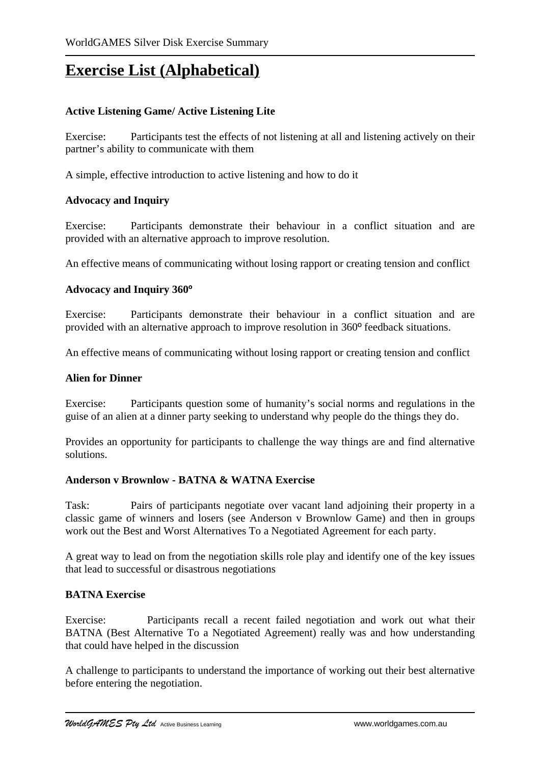# Exercise List (Alphabetical)

**Active Listening Game/ Active Listening Lite**

Exercise: Participants test the effects of not listening at all and listening actively on their partner's ability to communicate with them

A simple, effective introduction to active listening and how to do it

**Advocacy and Inquiry**

Exercise: Participants demonstrate their behaviour in a conflict situation and are provided with an alternative approach to improve resolution.

An effective means of communicating without losing rapport or creating tension and conflict

**Advocacy and Inquiry 360°**

Exercise: Participants demonstrate their behaviour in a conflict situation and are provided with an alternative approach to improve resolution in 360° feedback situations.

An effective means of communicating without losing rapport or creating tension and conflict

**Alien for Dinner**

Exercise: Participants question some of humanity's social norms and regulations in the guise of an alien at a dinner party seeking to understand why people do the things they do.

Provides an opportunity for participants to challenge the way things are and find alternative solutions.

**Anderson v Brownlow - BATNA & WATNA Exercise**

Task: Pairs of participants negotiate over vacant land adjoining their property in a classic game of winners and losers (see Anderson v Brownlow Game) and then in groups work out the Best and Worst Alternatives To a Negotiated Agreement for each party.

A great way to lead on from the negotiation skills role play and identify one of the key issues that lead to successful or disastrous negotiations

**BATNA Exercise**

Exercise: Participants recall a recent failed negotiation and work out what their BATNA (Best Alternative To a Negotiated Agreement) really was and how understanding that could have helped in the discussion

A challenge to participants to understand the importance of working out their best alternative before entering the negotiation.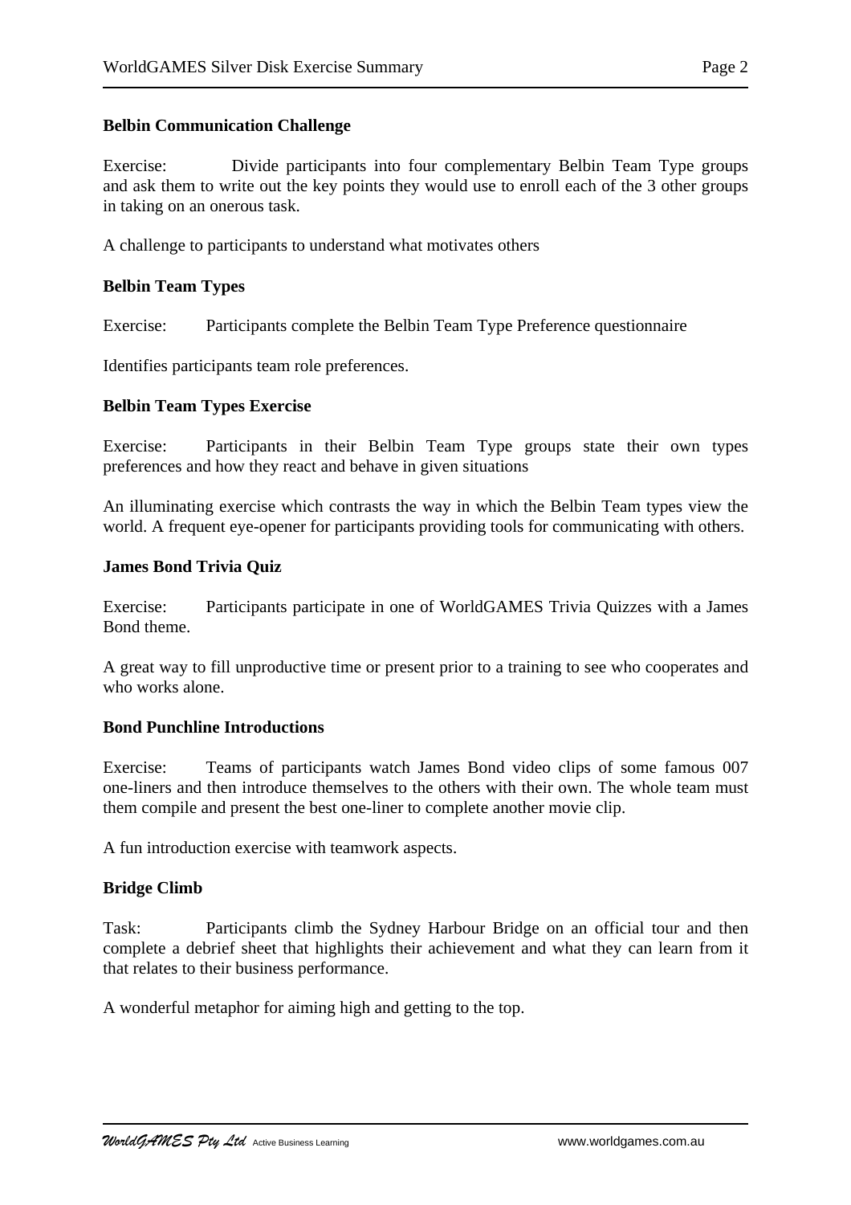**Belbin Communication Challenge**

Exercise: Divide participants into four complementary Belbin Team Type groups and ask them to write out the key points they would use to enroll each of the 3 other groups in taking on an onerous task.

A challenge to participants to understand what motivates others

**Belbin Team Types**

Exercise: Participants complete the Belbin Team Type Preference questionnaire

Identifies participants team role preferences.

**Belbin Team Types Exercise**

Exercise: Participants in their Belbin Team Type groups state their own types preferences and how they react and behave in given situations

An illuminating exercise which contrasts the way in which the Belbin Team types view the world. A frequent eye-opener for participants providing tools for communicating with others.

**James Bond Trivia Quiz**

Exercise: Participants participate in one of WorldGAMES Trivia Quizzes with a James Bond theme.

A great way to fill unproductive time or present prior to a training to see who cooperates and who works alone.

**Bond Punchline Introductions**

Exercise: Teams of participants watch James Bond video clips of some famous 007 one-liners and then introduce themselves to the others with their own. The whole team must them compile and present the best one-liner to complete another movie clip.

A fun introduction exercise with teamwork aspects.

**Bridge Climb**

Task: Participants climb the Sydney Harbour Bridge on an official tour and then complete a debrief sheet that highlights their achievement and what they can learn from it that relates to their business performance.

A wonderful metaphor for aiming high and getting to the top.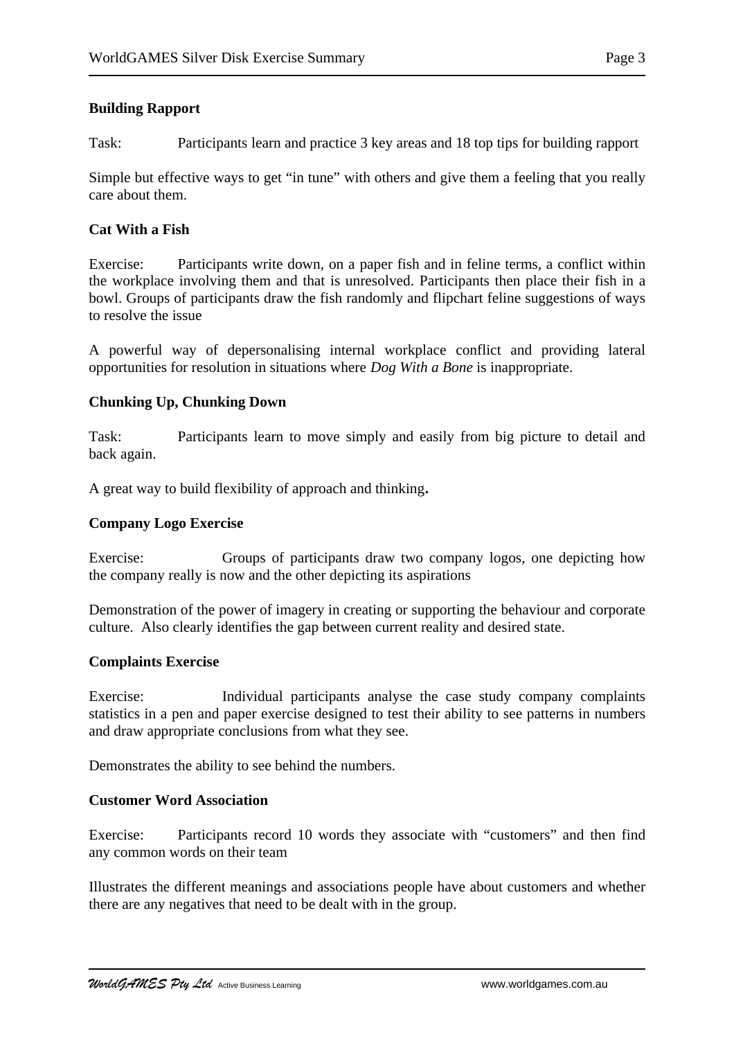**Building Rapport**

Task: Participants learn and practice 3 key areas and 18 top tips for building rapport

Simple but effective ways to get "in tune" with others and give them a feeling that you really care about them.

**Cat With a Fish**

Exercise: Participants write down, on a paper fish and in feline terms, a conflict within the workplace involving them and that is unresolved. Participants then place their fish in a bowl. Groups of participants draw the fish randomly and flipchart feline suggestions of ways to resolve the issue

A powerful way of depersonalising internal workplace conflict and providing lateral opportunities for resolution in situations where *Dog With a Bone* is inappropriate.

**Chunking Up, Chunking Down**

Task: Participants learn to move simply and easily from big picture to detail and back again.

A great way to build flexibility of approach and thinking**.**

**Company Logo Exercise**

Exercise: Groups of participants draw two company logos, one depicting how the company really is now and the other depicting its aspirations

Demonstration of the power of imagery in creating or supporting the behaviour and corporate culture. Also clearly identifies the gap between current reality and desired state.

**Complaints Exercise**

Exercise: Individual participants analyse the case study company complaints statistics in a pen and paper exercise designed to test their ability to see patterns in numbers and draw appropriate conclusions from what they see.

Demonstrates the ability to see behind the numbers.

**Customer Word Association**

Exercise: Participants record 10 words they associate with "customers" and then find any common words on their team

Illustrates the different meanings and associations people have about customers and whether there are any negatives that need to be dealt with in the group.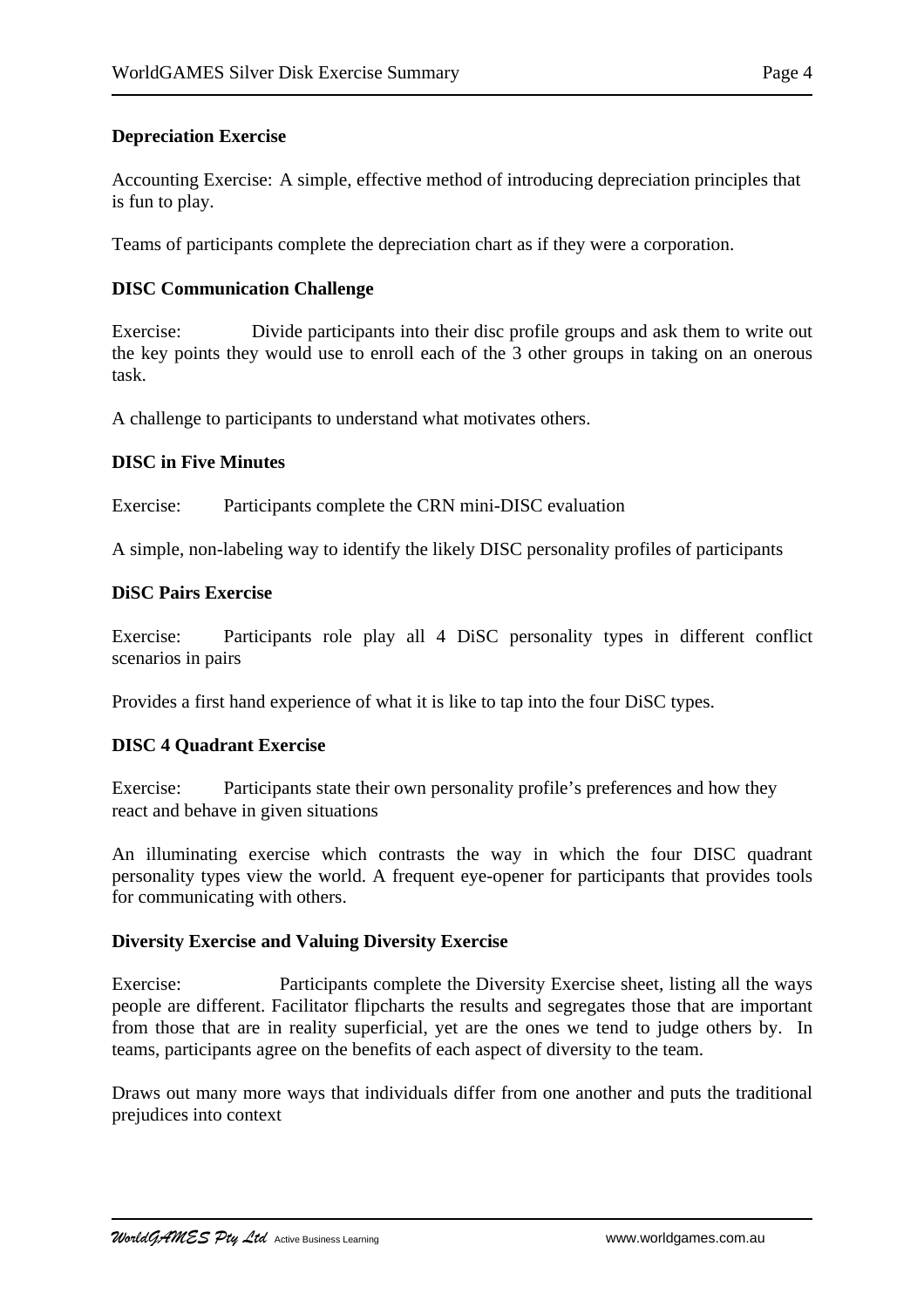**Depreciation Exercise**

Accounting Exercise: A simple, effective method of introducing depreciation principles that is fun to play.

Teams of participants complete the depreciation chart as if they were a corporation.

**DISC Communication Challenge**

Exercise: Divide participants into their disc profile groups and ask them to write out the key points they would use to enroll each of the 3 other groups in taking on an onerous task.

A challenge to participants to understand what motivates others.

**DISC in Five Minutes**

Exercise: Participants complete the CRN mini-DISC evaluation

A simple, non-labeling way to identify the likely DISC personality profiles of participants

**DiSC Pairs Exercise**

Exercise: Participants role play all 4 DiSC personality types in different conflict scenarios in pairs

Provides a first hand experience of what it is like to tap into the four DiSC types.

**DISC 4 Quadrant Exercise**

Exercise: Participants state their own personality profile's preferences and how they react and behave in given situations

An illuminating exercise which contrasts the way in which the four DISC quadrant personality types view the world. A frequent eye-opener for participants that provides tools for communicating with others.

**Diversity Exercise and Valuing Diversity Exercise**

Exercise: Participants complete the Diversity Exercise sheet, listing all the ways people are different. Facilitator flipcharts the results and segregates those that are important from those that are in reality superficial, yet are the ones we tend to judge others by. In teams, participants agree on the benefits of each aspect of diversity to the team.

Draws out many more ways that individuals differ from one another and puts the traditional prejudices into context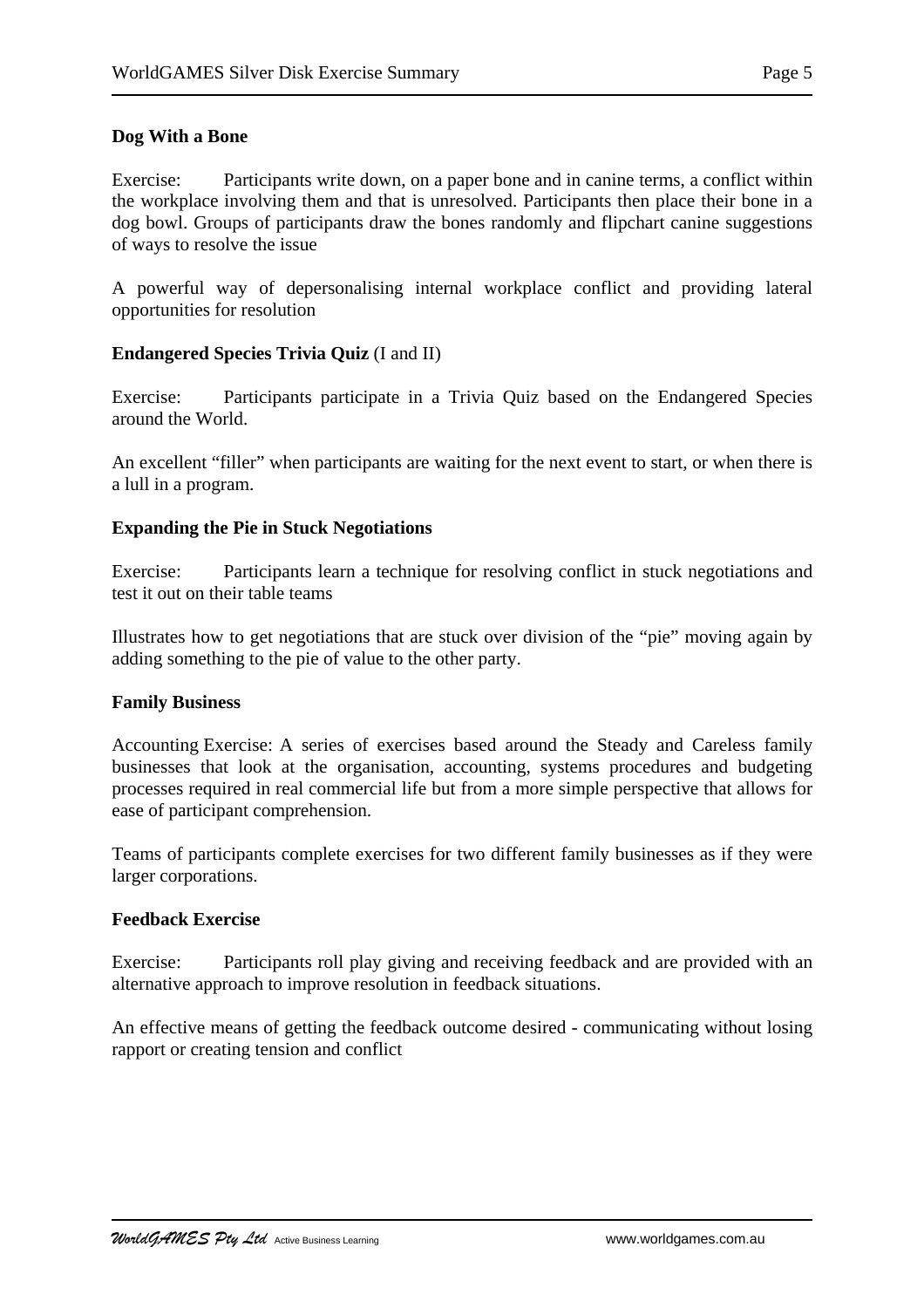**Dog With a Bone**

Exercise: Participants write down, on a paper bone and in canine terms, a conflict within the workplace involving them and that is unresolved. Participants then place their bone in a dog bowl. Groups of participants draw the bones randomly and flipchart canine suggestions of ways to resolve the issue

A powerful way of depersonalising internal workplace conflict and providing lateral opportunities for resolution

**Endangered Species Trivia Quiz** (I and II)

Exercise: Participants participate in a Trivia Quiz based on the Endangered Species around the World.

An excellent "filler" when participants are waiting for the next event to start, or when there is a lull in a program.

**Expanding the Pie in Stuck Negotiations**

Exercise: Participants learn a technique for resolving conflict in stuck negotiations and test it out on their table teams

Illustrates how to get negotiations that are stuck over division of the "pie" moving again by adding something to the pie of value to the other party.

**Family Business**

Accounting Exercise: A series of exercises based around the Steady and Careless family businesses that look at the organisation, accounting, systems procedures and budgeting processes required in real commercial life but from a more simple perspective that allows for ease of participant comprehension.

Teams of participants complete exercises for two different family businesses as if they were larger corporations.

**Feedback Exercise**

Exercise: Participants roll play giving and receiving feedback and are provided with an alternative approach to improve resolution in feedback situations.

An effective means of getting the feedback outcome desired - communicating without losing rapport or creating tension and conflict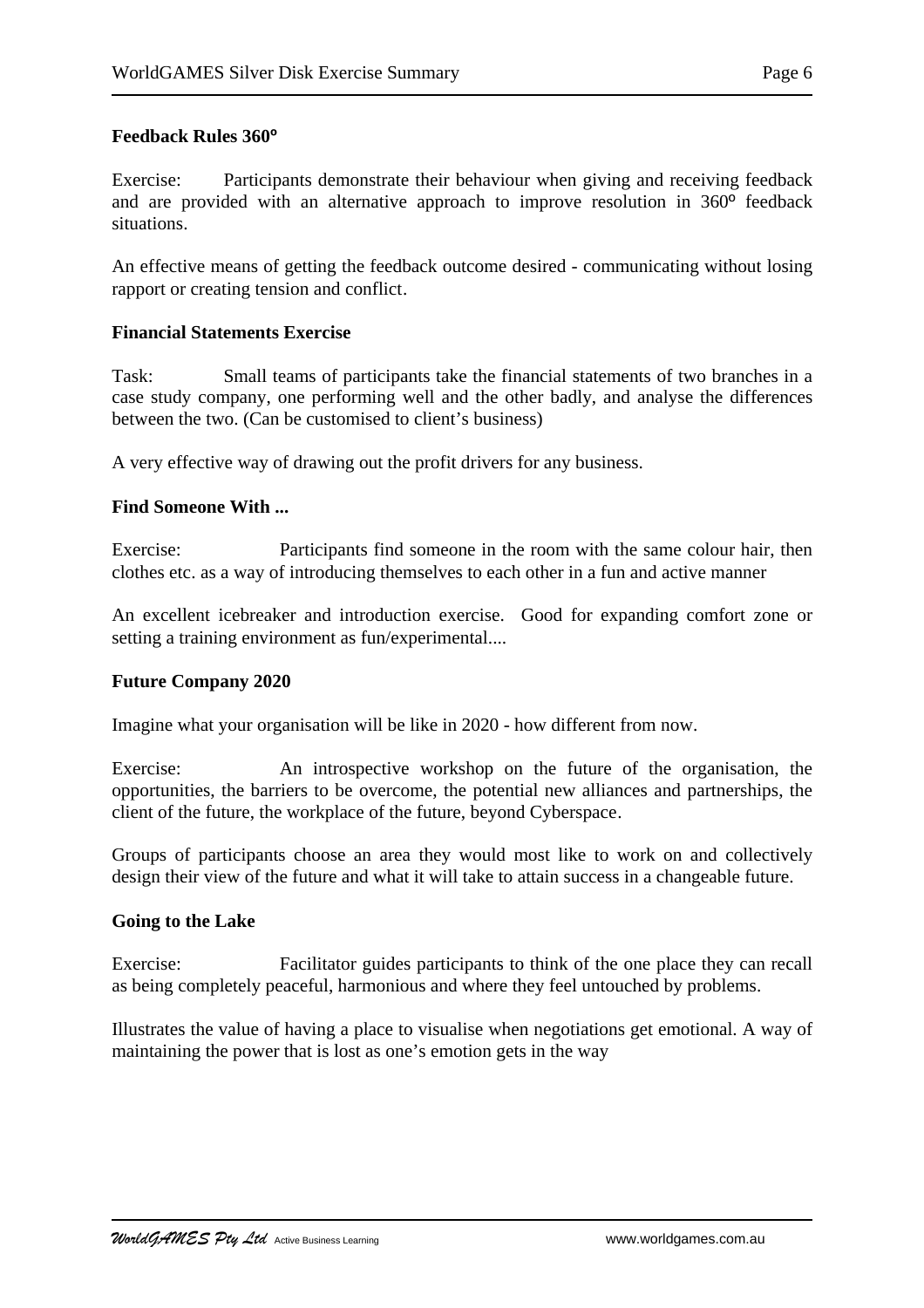**Feedback Rules 360º**

Exercise: Participants demonstrate their behaviour when giving and receiving feedback and are provided with an alternative approach to improve resolution in 360º feedback situations.

An effective means of getting the feedback outcome desired - communicating without losing rapport or creating tension and conflict.

**Financial Statements Exercise**

Task: Small teams of participants take the financial statements of two branches in a case study company, one performing well and the other badly, and analyse the differences between the two. (Can be customised to client's business)

A very effective way of drawing out the profit drivers for any business.

**Find Someone With ...**

Exercise: Participants find someone in the room with the same colour hair, then clothes etc. as a way of introducing themselves to each other in a fun and active manner

An excellent icebreaker and introduction exercise. Good for expanding comfort zone or setting a training environment as fun/experimental....

**Future Company 2020**

Imagine what your organisation will be like in 2020 - how different from now.

Exercise: An introspective workshop on the future of the organisation, the opportunities, the barriers to be overcome, the potential new alliances and partnerships, the client of the future, the workplace of the future, beyond Cyberspace.

Groups of participants choose an area they would most like to work on and collectively design their view of the future and what it will take to attain success in a changeable future.

**Going to the Lake**

Exercise: Facilitator guides participants to think of the one place they can recall as being completely peaceful, harmonious and where they feel untouched by problems.

Illustrates the value of having a place to visualise when negotiations get emotional. A way of maintaining the power that is lost as one's emotion gets in the way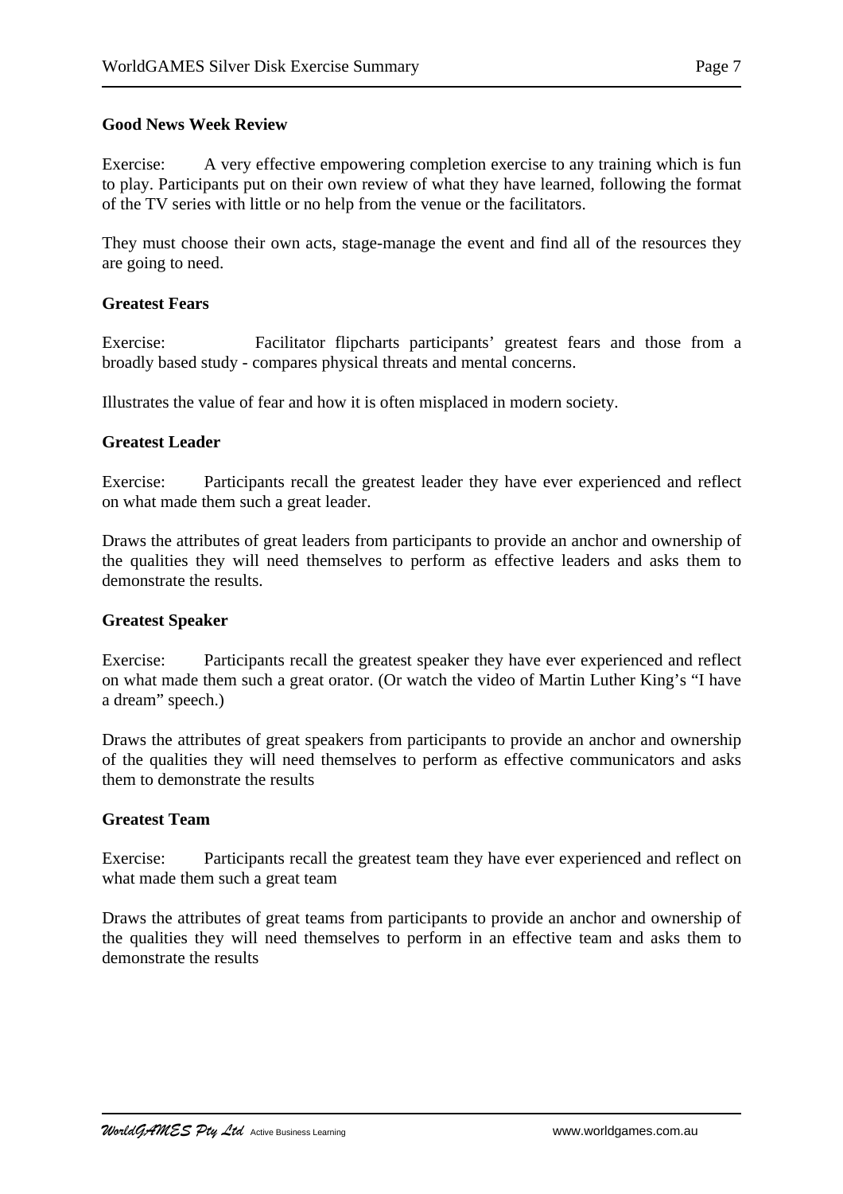**Good News Week Review**

Exercise: A very effective empowering completion exercise to any training which is fun to play. Participants put on their own review of what they have learned, following the format of the TV series with little or no help from the venue or the facilitators.

They must choose their own acts, stage-manage the event and find all of the resources they are going to need.

**Greatest Fears**

Exercise: Facilitator flipcharts participants' greatest fears and those from a broadly based study - compares physical threats and mental concerns.

Illustrates the value of fear and how it is often misplaced in modern society.

**Greatest Leader**

Exercise: Participants recall the greatest leader they have ever experienced and reflect on what made them such a great leader.

Draws the attributes of great leaders from participants to provide an anchor and ownership of the qualities they will need themselves to perform as effective leaders and asks them to demonstrate the results.

**Greatest Speaker**

Exercise: Participants recall the greatest speaker they have ever experienced and reflect on what made them such a great orator. (Or watch the video of Martin Luther King's "I have a dream" speech.)

Draws the attributes of great speakers from participants to provide an anchor and ownership of the qualities they will need themselves to perform as effective communicators and asks them to demonstrate the results

**Greatest Team**

Exercise: Participants recall the greatest team they have ever experienced and reflect on what made them such a great team

Draws the attributes of great teams from participants to provide an anchor and ownership of the qualities they will need themselves to perform in an effective team and asks them to demonstrate the results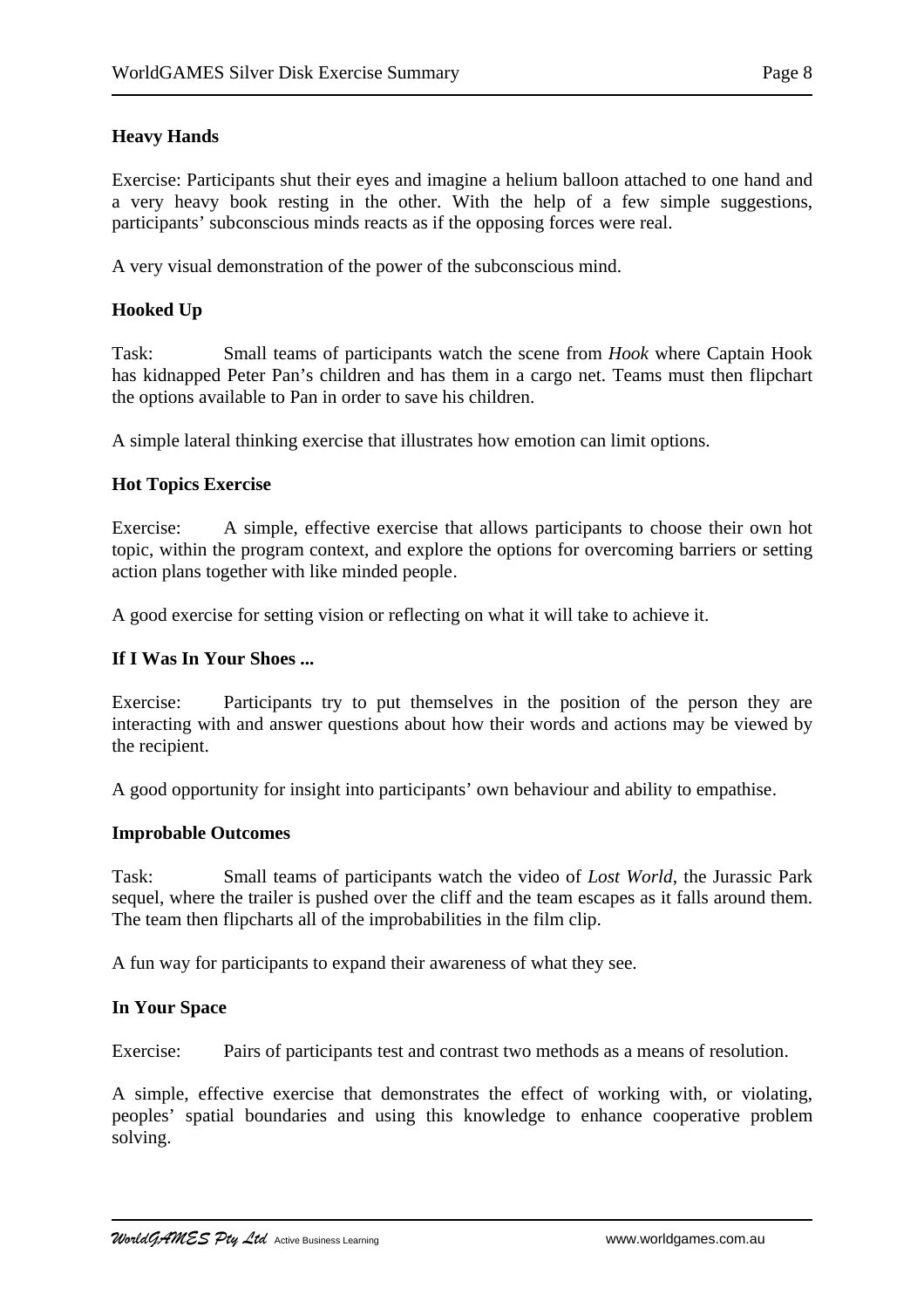**Heavy Hands**

Exercise: Participants shut their eyes and imagine a helium balloon attached to one hand and a very heavy book resting in the other. With the help of a few simple suggestions, participants' subconscious minds reacts as if the opposing forces were real.

A very visual demonstration of the power of the subconscious mind.

**Hooked Up**

Task: Small teams of participants watch the scene from *Hook* where Captain Hook has kidnapped Peter Pan's children and has them in a cargo net. Teams must then flipchart the options available to Pan in order to save his children.

A simple lateral thinking exercise that illustrates how emotion can limit options.

**Hot Topics Exercise**

Exercise: A simple, effective exercise that allows participants to choose their own hot topic, within the program context, and explore the options for overcoming barriers or setting action plans together with like minded people.

A good exercise for setting vision or reflecting on what it will take to achieve it.

**If I Was In Your Shoes ...**

Exercise: Participants try to put themselves in the position of the person they are interacting with and answer questions about how their words and actions may be viewed by the recipient.

A good opportunity for insight into participants' own behaviour and ability to empathise.

**Improbable Outcomes**

Task: Small teams of participants watch the video of *Lost World*, the Jurassic Park sequel, where the trailer is pushed over the cliff and the team escapes as it falls around them. The team then flipcharts all of the improbabilities in the film clip.

A fun way for participants to expand their awareness of what they see.

**In Your Space**

Exercise: Pairs of participants test and contrast two methods as a means of resolution.

A simple, effective exercise that demonstrates the effect of working with, or violating, peoples' spatial boundaries and using this knowledge to enhance cooperative problem solving.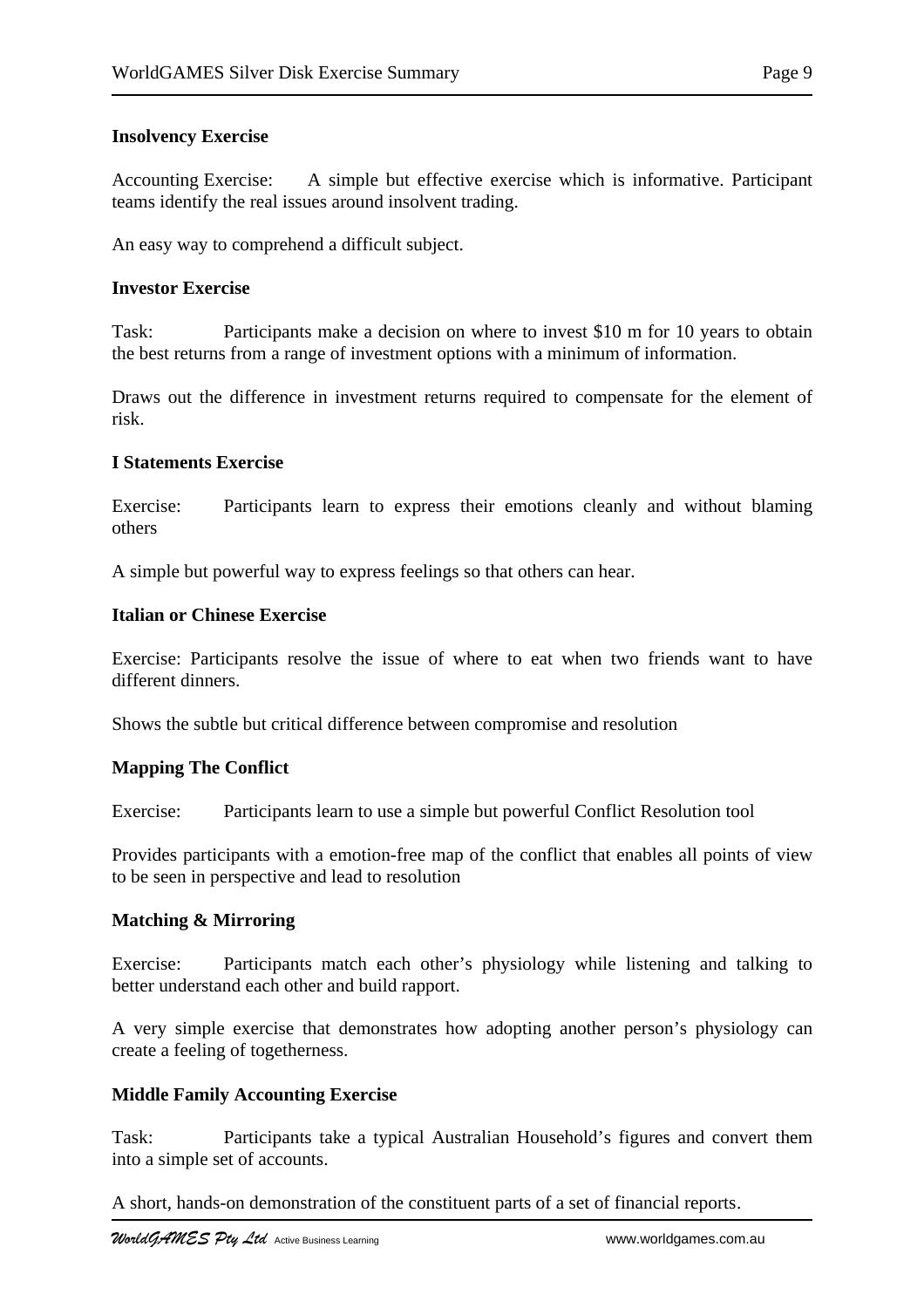**Insolvency Exercise**

Accounting Exercise: A simple but effective exercise which is informative. Participant teams identify the real issues around insolvent trading.

An easy way to comprehend a difficult subject.

**Investor Exercise**

Task: Participants make a decision on where to invest $10 m for 10 years to obtain the best returns from a range of investment options with a minimum of information.

Draws out the difference in investment returns required to compensate for the element of risk.

**I Statements Exercise**

Exercise: Participants learn to express their emotions cleanly and without blaming others

A simple but powerful way to express feelings so that others can hear.

**Italian or Chinese Exercise**

Exercise: Participants resolve the issue of where to eat when two friends want to have different dinners.

Shows the subtle but critical difference between compromise and resolution

**Mapping The Conflict**

Exercise: Participants learn to use a simple but powerful Conflict Resolution tool

Provides participants with a emotion-free map of the conflict that enables all points of view to be seen in perspective and lead to resolution

**Matching & Mirroring**

Exercise: Participants match each other's physiology while listening and talking to better understand each other and build rapport.

A very simple exercise that demonstrates how adopting another person's physiology can create a feeling of togetherness.

**Middle Family Accounting Exercise**

Task: Participants take a typical Australian Household's figures and convert them into a simple set of accounts.

A short, hands-on demonstration of the constituent parts of a set of financial reports.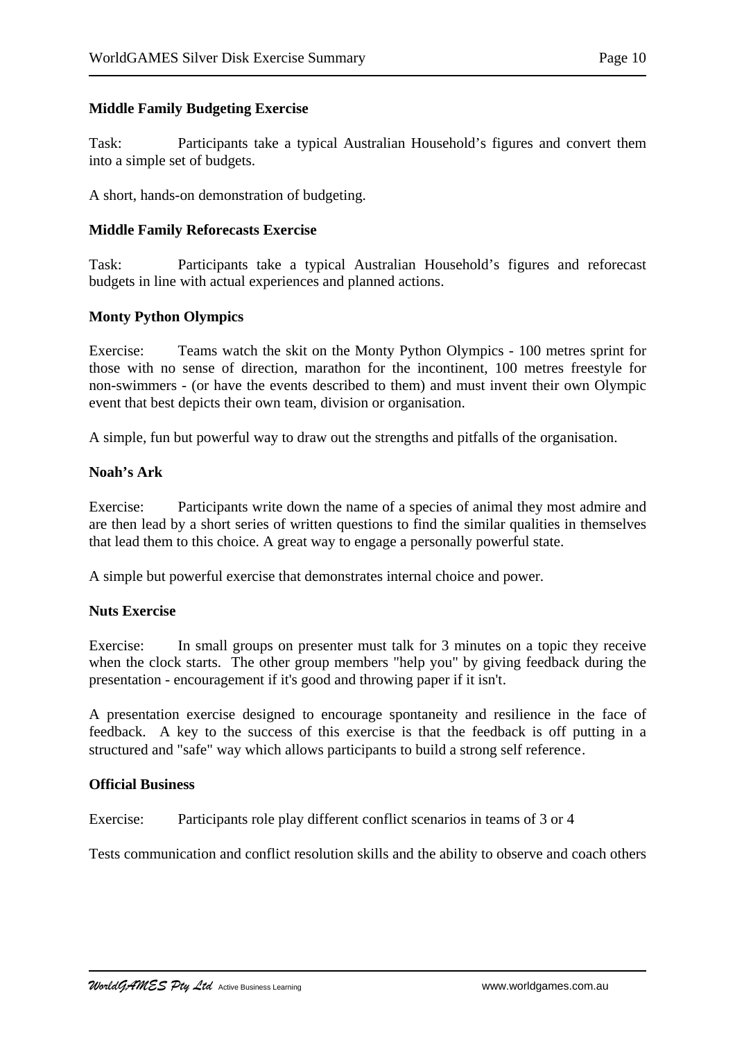**Middle Family Budgeting Exercise**

Task: Participants take a typical Australian Household's figures and convert them into a simple set of budgets.

A short, hands-on demonstration of budgeting.

**Middle Family Reforecasts Exercise**

Task: Participants take a typical Australian Household's figures and reforecast budgets in line with actual experiences and planned actions.

**Monty Python Olympics**

Exercise: Teams watch the skit on the Monty Python Olympics - 100 metres sprint for those with no sense of direction, marathon for the incontinent, 100 metres freestyle for non-swimmers - (or have the events described to them) and must invent their own Olympic event that best depicts their own team, division or organisation.

A simple, fun but powerful way to draw out the strengths and pitfalls of the organisation.

**Noah's Ark**

Exercise: Participants write down the name of a species of animal they most admire and are then lead by a short series of written questions to find the similar qualities in themselves that lead them to this choice. A great way to engage a personally powerful state.

A simple but powerful exercise that demonstrates internal choice and power.

**Nuts Exercise**

Exercise: In small groups on presenter must talk for 3 minutes on a topic they receive when the clock starts. The other group members "help you" by giving feedback during the presentation - encouragement if it's good and throwing paper if it isn't.

A presentation exercise designed to encourage spontaneity and resilience in the face of feedback. A key to the success of this exercise is that the feedback is off putting in a structured and "safe" way which allows participants to build a strong self reference.

**Official Business**

Exercise: Participants role play different conflict scenarios in teams of 3 or 4

Tests communication and conflict resolution skills and the ability to observe and coach others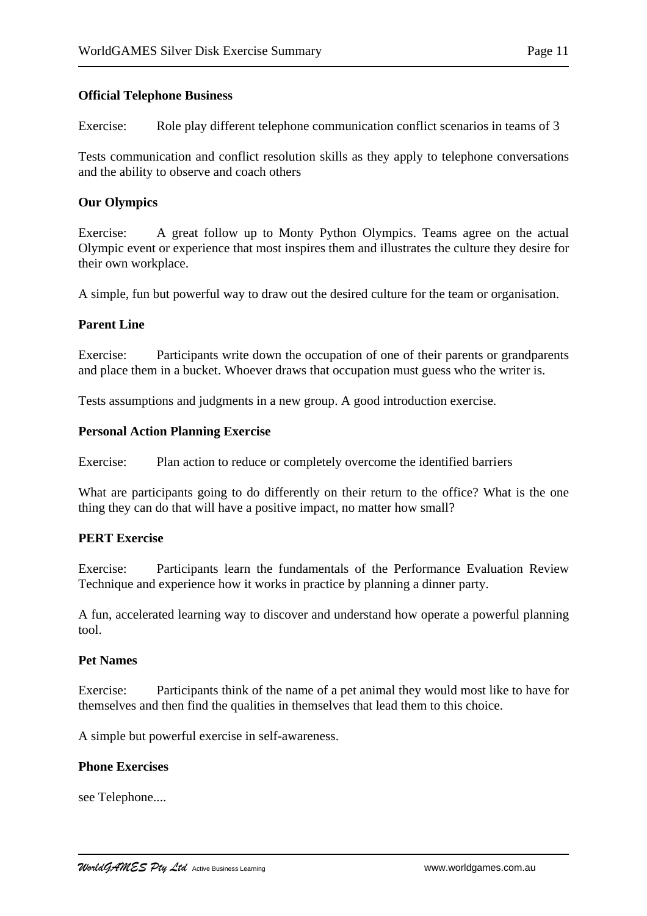**Official Telephone Business**

Exercise: Role play different telephone communication conflict scenarios in teams of 3

Tests communication and conflict resolution skills as they apply to telephone conversations and the ability to observe and coach others

**Our Olympics**

Exercise: A great follow up to Monty Python Olympics. Teams agree on the actual Olympic event or experience that most inspires them and illustrates the culture they desire for their own workplace.

A simple, fun but powerful way to draw out the desired culture for the team or organisation.

**Parent Line**

Exercise: Participants write down the occupation of one of their parents or grandparents and place them in a bucket. Whoever draws that occupation must guess who the writer is.

Tests assumptions and judgments in a new group. A good introduction exercise.

**Personal Action Planning Exercise**

Exercise: Plan action to reduce or completely overcome the identified barriers

What are participants going to do differently on their return to the office? What is the one thing they can do that will have a positive impact, no matter how small?

**PERT Exercise**

Exercise: Participants learn the fundamentals of the Performance Evaluation Review Technique and experience how it works in practice by planning a dinner party.

A fun, accelerated learning way to discover and understand how operate a powerful planning tool.

**Pet Names**

Exercise: Participants think of the name of a pet animal they would most like to have for themselves and then find the qualities in themselves that lead them to this choice.

A simple but powerful exercise in self-awareness.

**Phone Exercises**

see Telephone....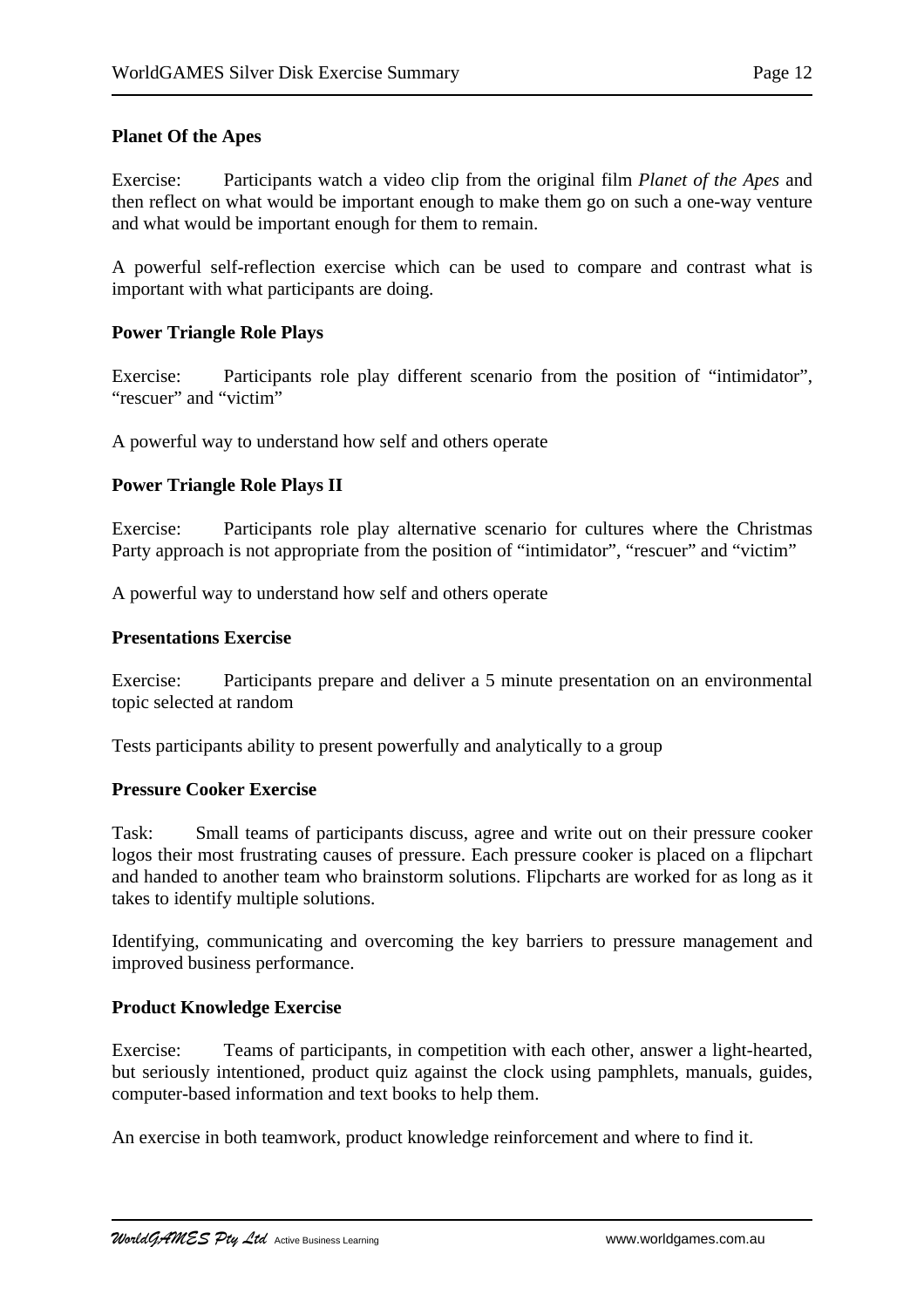**Planet Of the Apes**

Exercise: Participants watch a video clip from the original film *Planet of the Apes* and then reflect on what would be important enough to make them go on such a one-way venture and what would be important enough for them to remain.

A powerful self-reflection exercise which can be used to compare and contrast what is important with what participants are doing.

**Power Triangle Role Plays**

Exercise: Participants role play different scenario from the position of "intimidator", "rescuer" and "victim"

A powerful way to understand how self and others operate

**Power Triangle Role Plays II**

Exercise: Participants role play alternative scenario for cultures where the Christmas Party approach is not appropriate from the position of "intimidator", "rescuer" and "victim"

A powerful way to understand how self and others operate

**Presentations Exercise**

Exercise: Participants prepare and deliver a 5 minute presentation on an environmental topic selected at random

Tests participants ability to present powerfully and analytically to a group

**Pressure Cooker Exercise**

Task: Small teams of participants discuss, agree and write out on their pressure cooker logos their most frustrating causes of pressure. Each pressure cooker is placed on a flipchart and handed to another team who brainstorm solutions. Flipcharts are worked for as long as it takes to identify multiple solutions.

Identifying, communicating and overcoming the key barriers to pressure management and improved business performance.

**Product Knowledge Exercise**

Exercise: Teams of participants, in competition with each other, answer a light-hearted, but seriously intentioned, product quiz against the clock using pamphlets, manuals, guides, computer-based information and text books to help them.

An exercise in both teamwork, product knowledge reinforcement and where to find it.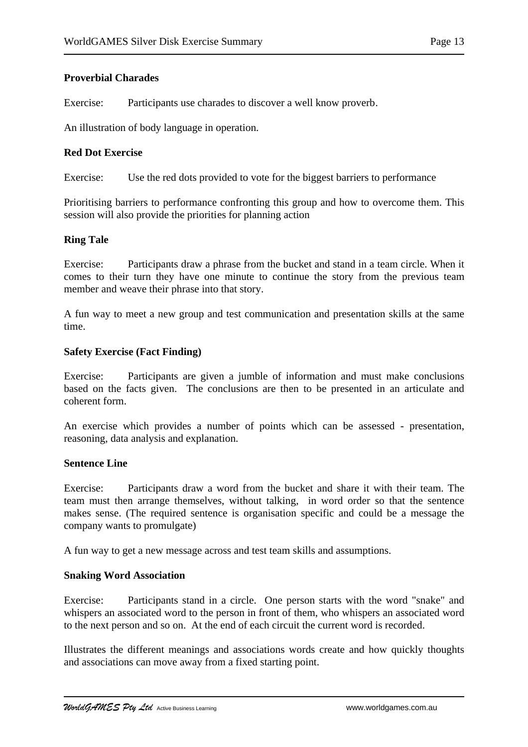**Proverbial Charades**

Exercise: Participants use charades to discover a well know proverb.

An illustration of body language in operation.

**Red Dot Exercise**

Exercise: Use the red dots provided to vote for the biggest barriers to performance

Prioritising barriers to performance confronting this group and how to overcome them. This session will also provide the priorities for planning action

**Ring Tale**

Exercise: Participants draw a phrase from the bucket and stand in a team circle. When it comes to their turn they have one minute to continue the story from the previous team member and weave their phrase into that story.

A fun way to meet a new group and test communication and presentation skills at the same time.

**Safety Exercise (Fact Finding)**

Exercise: Participants are given a jumble of information and must make conclusions based on the facts given. The conclusions are then to be presented in an articulate and coherent form.

An exercise which provides a number of points which can be assessed - presentation, reasoning, data analysis and explanation.

**Sentence Line**

Exercise: Participants draw a word from the bucket and share it with their team. The team must then arrange themselves, without talking, in word order so that the sentence makes sense. (The required sentence is organisation specific and could be a message the company wants to promulgate)

A fun way to get a new message across and test team skills and assumptions.

**Snaking Word Association**

Exercise: Participants stand in a circle. One person starts with the word "snake" and whispers an associated word to the person in front of them, who whispers an associated word to the next person and so on. At the end of each circuit the current word is recorded.

Illustrates the different meanings and associations words create and how quickly thoughts and associations can move away from a fixed starting point.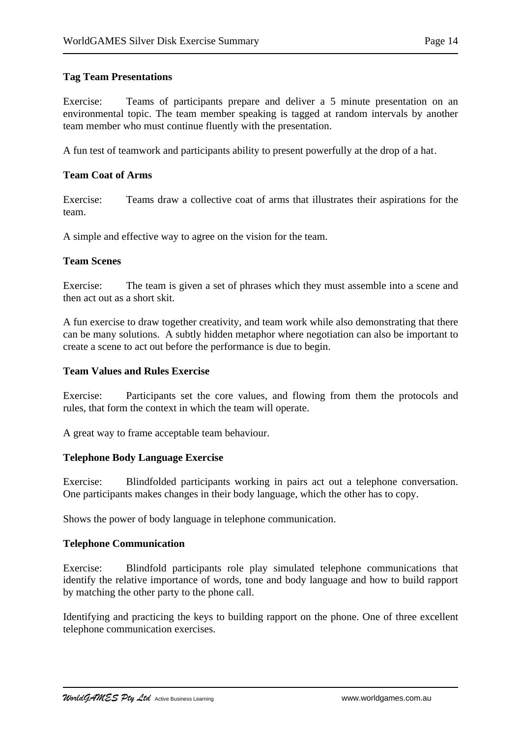**Tag Team Presentations**

Exercise: Teams of participants prepare and deliver a 5 minute presentation on an environmental topic. The team member speaking is tagged at random intervals by another team member who must continue fluently with the presentation.

A fun test of teamwork and participants ability to present powerfully at the drop of a hat.

**Team Coat of Arms**

Exercise: Teams draw a collective coat of arms that illustrates their aspirations for the team.

A simple and effective way to agree on the vision for the team.

**Team Scenes**

Exercise: The team is given a set of phrases which they must assemble into a scene and then act out as a short skit.

A fun exercise to draw together creativity, and team work while also demonstrating that there can be many solutions. A subtly hidden metaphor where negotiation can also be important to create a scene to act out before the performance is due to begin.

**Team Values and Rules Exercise**

Exercise: Participants set the core values, and flowing from them the protocols and rules, that form the context in which the team will operate.

A great way to frame acceptable team behaviour.

**Telephone Body Language Exercise**

Exercise: Blindfolded participants working in pairs act out a telephone conversation. One participants makes changes in their body language, which the other has to copy.

Shows the power of body language in telephone communication.

**Telephone Communication**

Exercise: Blindfold participants role play simulated telephone communications that identify the relative importance of words, tone and body language and how to build rapport by matching the other party to the phone call.

Identifying and practicing the keys to building rapport on the phone. One of three excellent telephone communication exercises.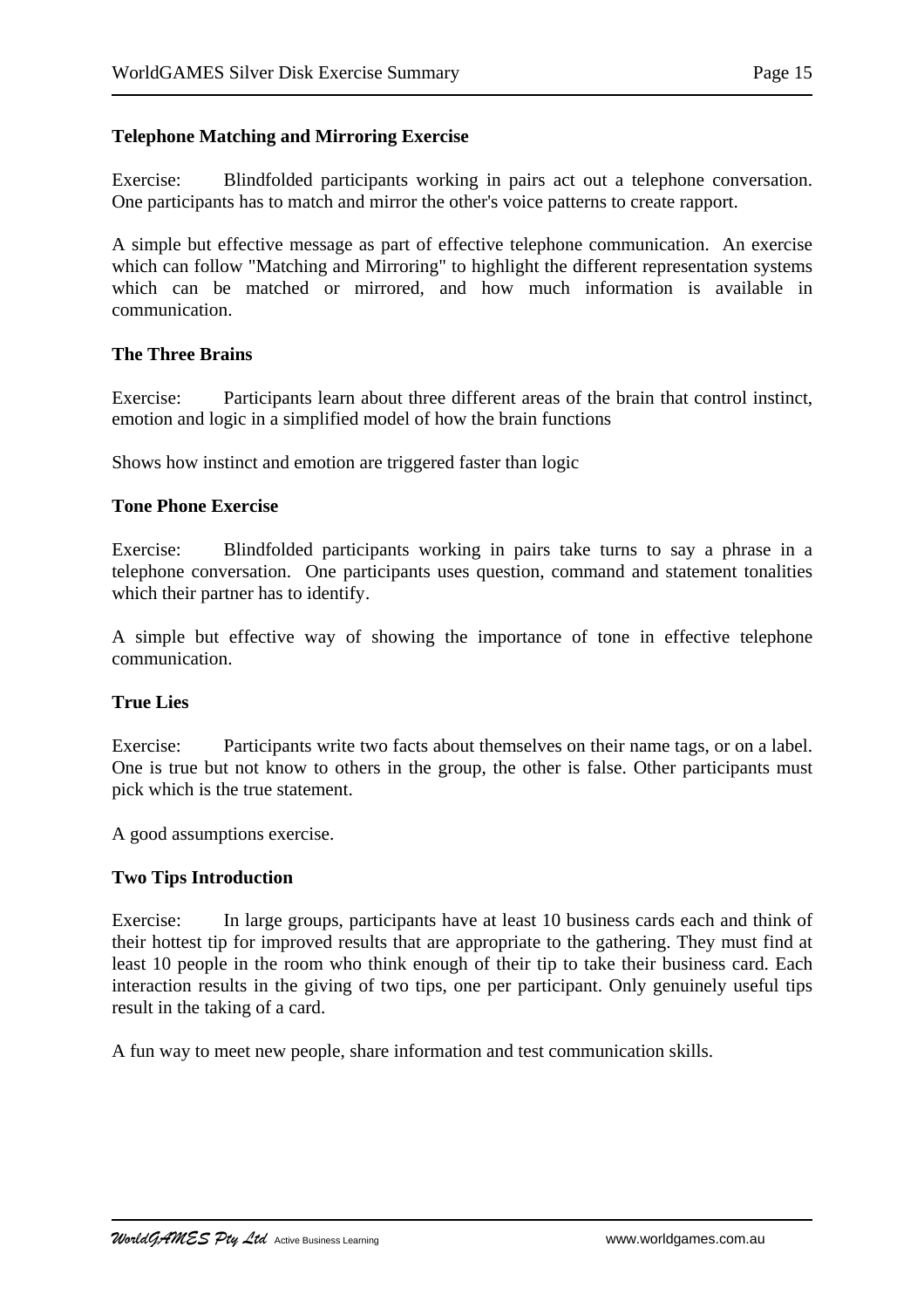### Telephone Matching and Mirroring Exercise

Exercise: Blindfolded participants working in pairs act out a telephone conversation. One participants has to match and mirror the other's voice patterns to create rapport.

A simple but effective message as part of effective telephone communication. An exercise which can follow "Matching and Mirroring" to highlight the different representation systems which can be matched or mirrored, and how much information is available in communication.

### The Three Brains

Exercise: Participants learn about three different areas of the brain that control instinct, emotion and logic in a simplified model of how the brain functions

Shows how instinct and emotion are triggered faster than logic

### Tone Phone Exercise

Exercise: Blindfolded participants working in pairs take turns to say a phrase in a telephone conversation. One participants uses question, command and statement tonalities which their partner has to identify.

A simple but effective way of showing the importance of tone in effective telephone communication.

### True Lies

Exercise: Participants write two facts about themselves on their name tags, or on a label. One is true but not know to others in the group, the other is false. Other participants must pick which is the true statement.

A good assumptions exercise.

### Two Tips Introduction

Exercise: In large groups, participants have at least 10 business cards each and think of their hottest tip for improved results that are appropriate to the gathering. They must find at least 10 people in the room who think enough of their tip to take their business card. Each interaction results in the giving of two tips, one per participant. Only genuinely useful tips result in the taking of a card.

A fun way to meet new people, share information and test communication skills.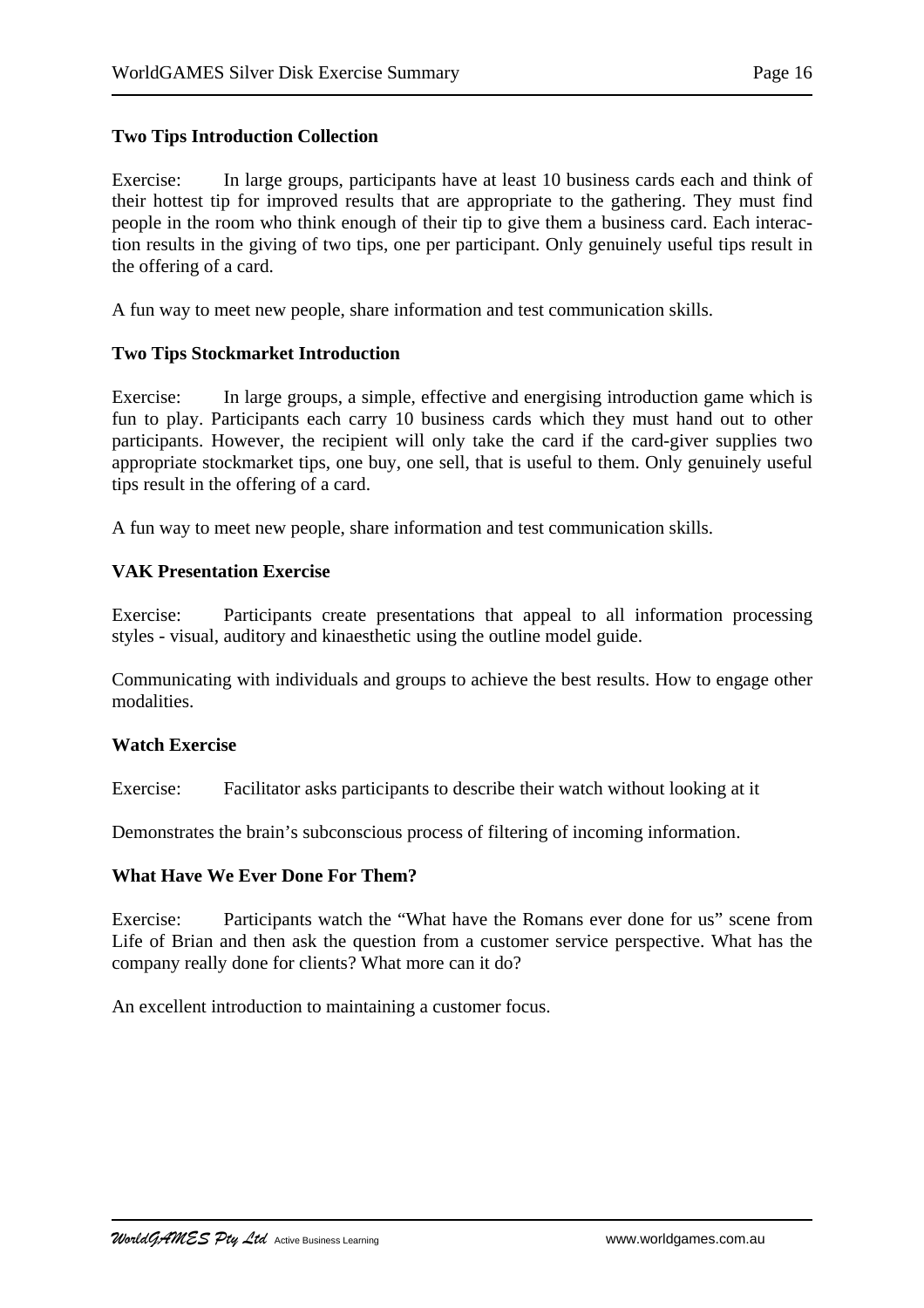**Two Tips Introduction Collection**

Exercise: In large groups, participants have at least 10 business cards each and think of their hottest tip for improved results that are appropriate to the gathering. They must find people in the room who think enough of their tip to give them a business card. Each interaction results in the giving of two tips, one per participant. Only genuinely useful tips result in the offering of a card.

A fun way to meet new people, share information and test communication skills.

**Two Tips Stockmarket Introduction**

Exercise: In large groups, a simple, effective and energising introduction game which is fun to play. Participants each carry 10 business cards which they must hand out to other participants. However, the recipient will only take the card if the card-giver supplies two appropriate stockmarket tips, one buy, one sell, that is useful to them. Only genuinely useful tips result in the offering of a card.

A fun way to meet new people, share information and test communication skills.

**VAK Presentation Exercise**

Exercise: Participants create presentations that appeal to all information processing styles - visual, auditory and kinaesthetic using the outline model guide.

Communicating with individuals and groups to achieve the best results. How to engage other modalities.

**Watch Exercise**

Exercise: Facilitator asks participants to describe their watch without looking at it

Demonstrates the brain's subconscious process of filtering of incoming information.

**What Have We Ever Done For Them?**

Exercise: Participants watch the "What have the Romans ever done for us" scene from Life of Brian and then ask the question from a customer service perspective. What has the company really done for clients? What more can it do?

An excellent introduction to maintaining a customer focus.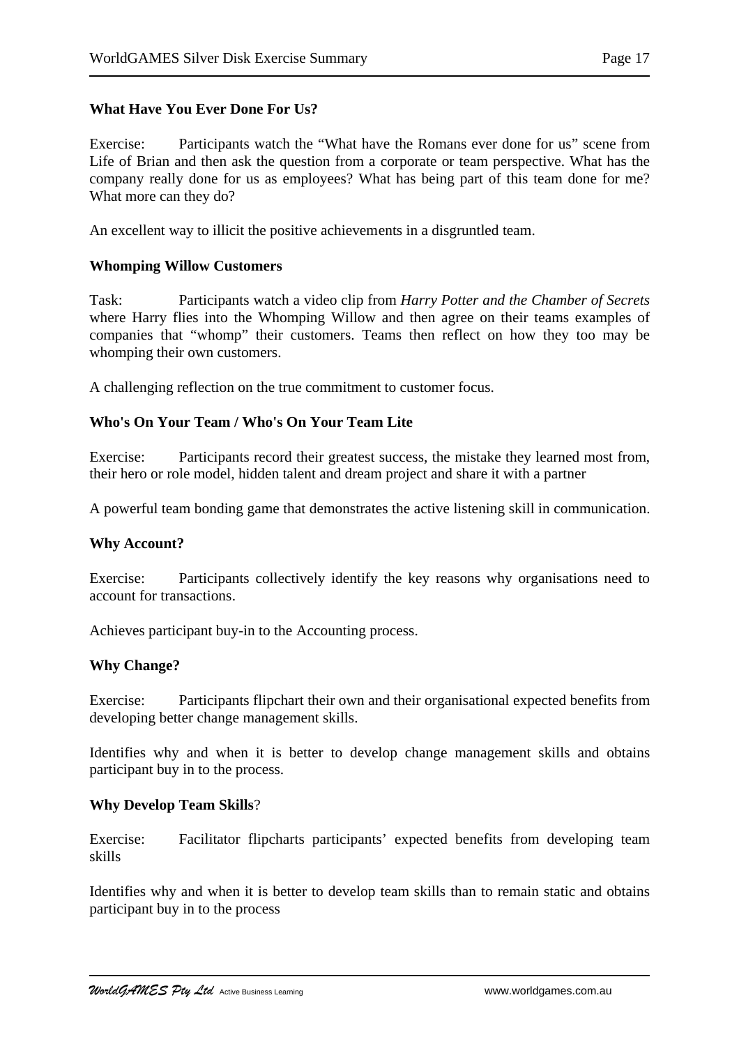**What Have You Ever Done For Us?**

Exercise: Participants watch the "What have the Romans ever done for us" scene from Life of Brian and then ask the question from a corporate or team perspective. What has the company really done for us as employees? What has being part of this team done for me? What more can they do?

An excellent way to illicit the positive achievements in a disgruntled team.

**Whomping Willow Customers**

Task: Participants watch a video clip from *Harry Potter and the Chamber of Secrets* where Harry flies into the Whomping Willow and then agree on their teams examples of companies that "whomp" their customers. Teams then reflect on how they too may be whomping their own customers.

A challenging reflection on the true commitment to customer focus.

**Who's On Your Team / Who's On Your Team Lite**

Exercise: Participants record their greatest success, the mistake they learned most from, their hero or role model, hidden talent and dream project and share it with a partner

A powerful team bonding game that demonstrates the active listening skill in communication.

**Why Account?**

Exercise: Participants collectively identify the key reasons why organisations need to account for transactions.

Achieves participant buy-in to the Accounting process.

**Why Change?**

Exercise: Participants flipchart their own and their organisational expected benefits from developing better change management skills.

Identifies why and when it is better to develop change management skills and obtains participant buy in to the process.

**Why Develop Team Skills**?

Exercise: Facilitator flipcharts participants' expected benefits from developing team skills

Identifies why and when it is better to develop team skills than to remain static and obtains participant buy in to the process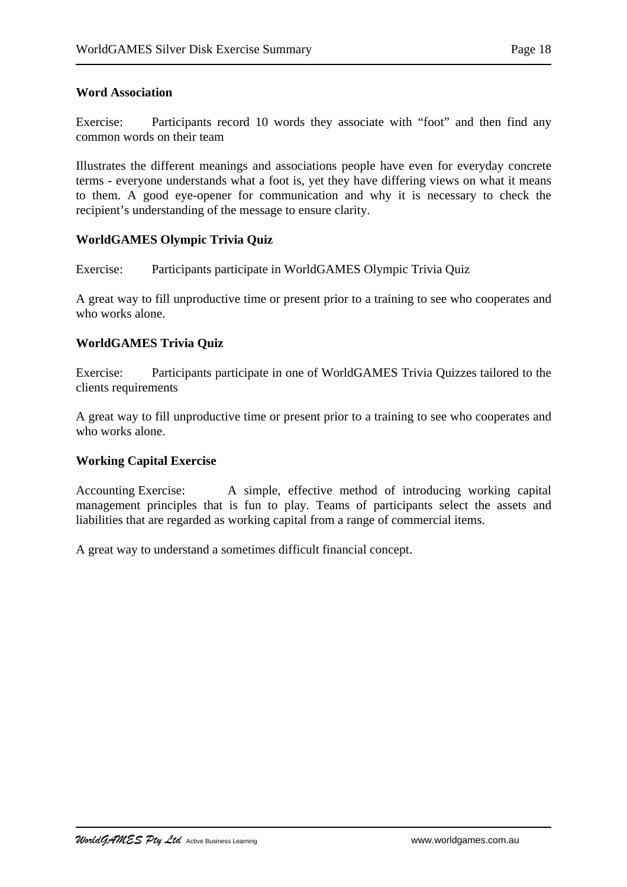**Word Association**

Exercise: Participants record 10 words they associate with "foot" and then find any common words on their team

Illustrates the different meanings and associations people have even for everyday concrete terms - everyone understands what a foot is, yet they have differing views on what it means to them. A good eye-opener for communication and why it is necessary to check the recipient's understanding of the message to ensure clarity.

**WorldGAMES Olympic Trivia Quiz**

Exercise: Participants participate in WorldGAMES Olympic Trivia Quiz

A great way to fill unproductive time or present prior to a training to see who cooperates and who works alone.

**WorldGAMES Trivia Quiz**

Exercise: Participants participate in one of WorldGAMES Trivia Quizzes tailored to the clients requirements

A great way to fill unproductive time or present prior to a training to see who cooperates and who works alone.

**Working Capital Exercise**

Accounting Exercise: A simple, effective method of introducing working capital management principles that is fun to play. Teams of participants select the assets and liabilities that are regarded as working capital from a range of commercial items.

A great way to understand a sometimes difficult financial concept.